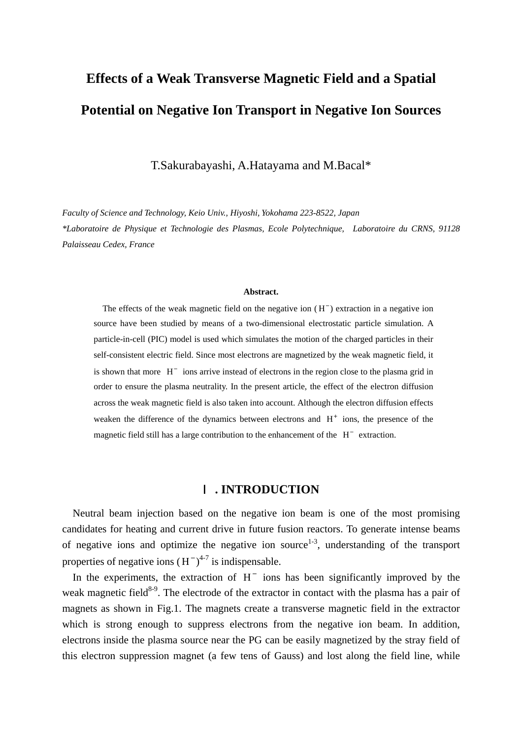# Effects of a Weak Transverse Magnetic Field and a Spatial Potential on Negative Ion Transport in Negative Ion Sources

T.Sakurabayashi, A.Hatayama and M.Bacal*

*Faculty of Science and Technology, Keio Univ., Hiyoshi, Yokohama 223-8522, Japan*

*\*Laboratoire de Physique et Technologie des Plasmas, Ecole Polytechnique, Laboratoire du CRNS, 91128 Palaisseau Cedex, France*

**Abstract.**

The effects of the weak magnetic field on the negative ion ($H^-$) extraction in a negative ion source have been studied by means of a two-dimensional electrostatic particle simulation. A particle-in-cell (PIC) model is used which simulates the motion of the charged particles in their self-consistent electric field. Since most electrons are magnetized by the weak magnetic field, it is shown that more $H^-$ ions arrive instead of electrons in the region close to the plasma grid in order to ensure the plasma neutrality. In the present article, the effect of the electron diffusion across the weak magnetic field is also taken into account. Although the electron diffusion effects weaken the difference of the dynamics between electrons and $H^+$ ions, the presence of the magnetic field still has a large contribution to the enhancement of the $H^-$ extraction.

## Ⅰ. INTRODUCTION

Neutral beam injection based on the negative ion beam is one of the most promising candidates for heating and current drive in future fusion reactors. To generate intense beams of negative ions and optimize the negative ion source[1-3], understanding of the transport properties of negative ions ($H^-$)[4-7] is indispensable.

In the experiments, the extraction of $H^-$ ions has been significantly improved by the weak magnetic field[8-9]. The electrode of the extractor in contact with the plasma has a pair of magnets as shown in Fig.1. The magnets create a transverse magnetic field in the extractor which is strong enough to suppress electrons from the negative ion beam. In addition, electrons inside the plasma source near the PG can be easily magnetized by the stray field of this electron suppression magnet (a few tens of Gauss) and lost along the field line, while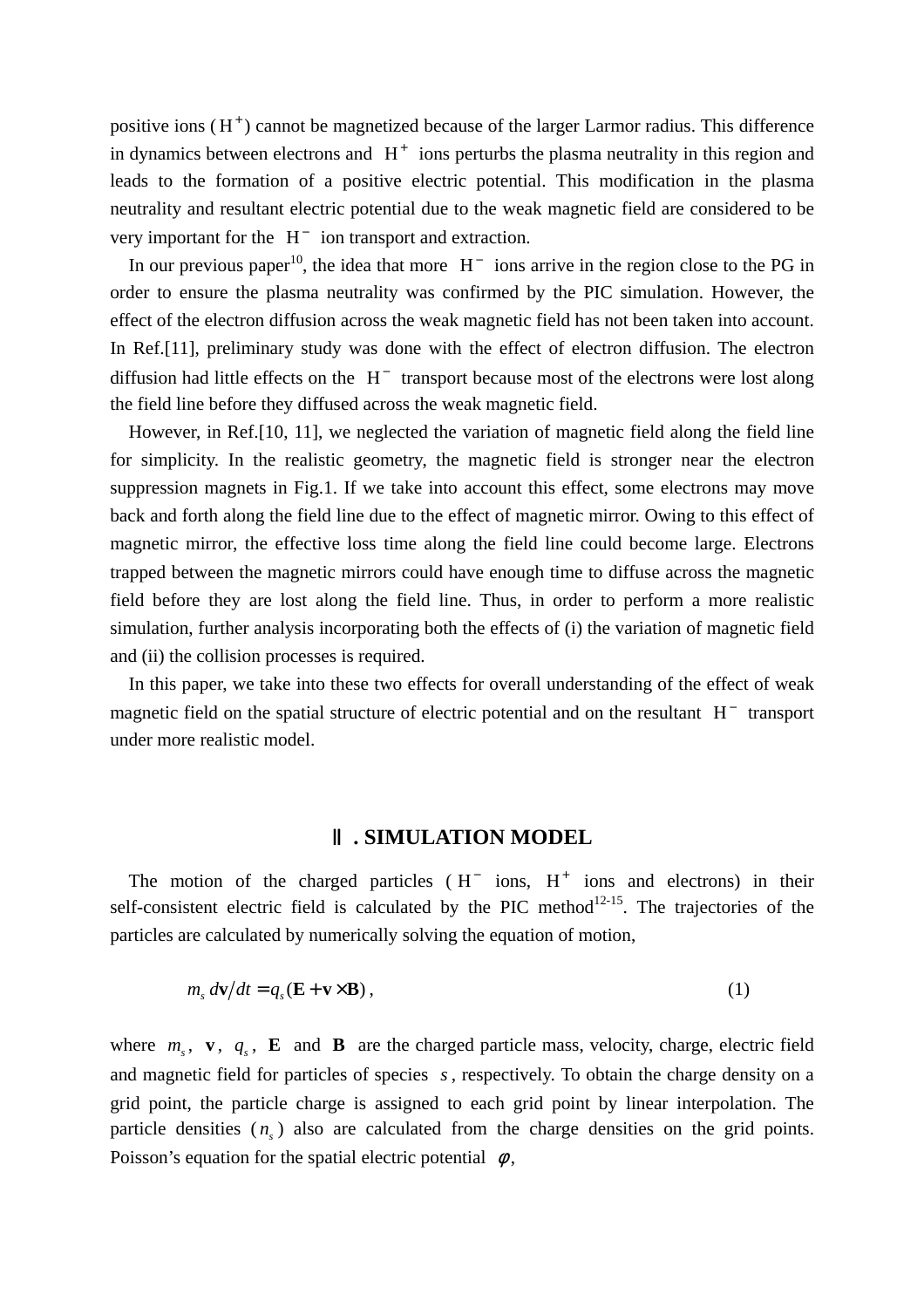positive ions ( $H^+$) cannot be magnetized because of the larger Larmor radius. This difference in dynamics between electrons and $H^+$ ions perturbs the plasma neutrality in this region and leads to the formation of a positive electric potential. This modification in the plasma neutrality and resultant electric potential due to the weak magnetic field are considered to be very important for the $H^-$ ion transport and extraction.

In our previous paper[10], the idea that more $H^-$ ions arrive in the region close to the PG in order to ensure the plasma neutrality was confirmed by the PIC simulation. However, the effect of the electron diffusion across the weak magnetic field has not been taken into account. In Ref.[11], preliminary study was done with the effect of electron diffusion. The electron diffusion had little effects on the $H^-$ transport because most of the electrons were lost along the field line before they diffused across the weak magnetic field.

However, in Ref.[10, 11], we neglected the variation of magnetic field along the field line for simplicity. In the realistic geometry, the magnetic field is stronger near the electron suppression magnets in Fig.1. If we take into account this effect, some electrons may move back and forth along the field line due to the effect of magnetic mirror. Owing to this effect of magnetic mirror, the effective loss time along the field line could become large. Electrons trapped between the magnetic mirrors could have enough time to diffuse across the magnetic field before they are lost along the field line. Thus, in order to perform a more realistic simulation, further analysis incorporating both the effects of (i) the variation of magnetic field and (ii) the collision processes is required.

In this paper, we take into these two effects for overall understanding of the effect of weak magnetic field on the spatial structure of electric potential and on the resultant $H^-$ transport under more realistic model.

## Ⅱ. SIMULATION MODEL

The motion of the charged particles ( $H^-$ ions, $H^+$ ions and electrons) in their self-consistent electric field is calculated by the PIC method[12-15]. The trajectories of the particles are calculated by numerically solving the equation of motion,

$$m_s \, d\mathbf{v}/dt = q_s(\mathbf{E} + \mathbf{v} \times \mathbf{B}) \,, \tag{1}$$

where $m_s$, $\mathbf{v}$, $q_s$, $\mathbf{E}$ and $\mathbf{B}$ are the charged particle mass, velocity, charge, electric field and magnetic field for particles of species $s$, respectively. To obtain the charge density on a grid point, the particle charge is assigned to each grid point by linear interpolation. The particle densities ( $n_s$ ) also are calculated from the charge densities on the grid points. Poisson's equation for the spatial electric potential $\phi$,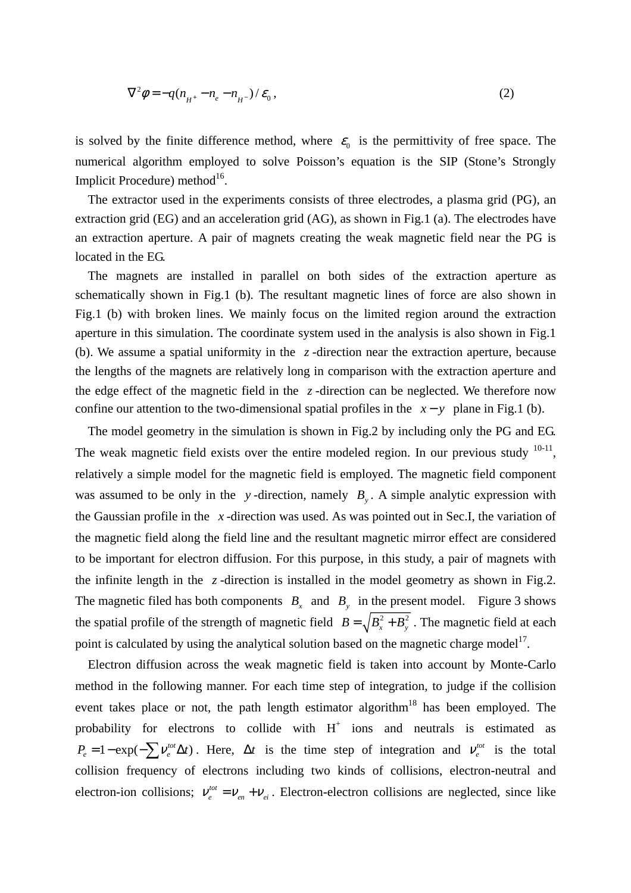$$\nabla^2 \phi = -q(n_{H^+} - n_e - n_{H^-}) / \varepsilon_0 \,, \tag{2}$$

is solved by the finite difference method, where $\varepsilon_0$ is the permittivity of free space. The numerical algorithm employed to solve Poisson's equation is the SIP (Stone's Strongly Implicit Procedure) method[16].

The extractor used in the experiments consists of three electrodes, a plasma grid (PG), an extraction grid (EG) and an acceleration grid (AG), as shown in Fig.1 (a). The electrodes have an extraction aperture. A pair of magnets creating the weak magnetic field near the PG is located in the EG.

The magnets are installed in parallel on both sides of the extraction aperture as schematically shown in Fig.1 (b). The resultant magnetic lines of force are also shown in Fig.1 (b) with broken lines. We mainly focus on the limited region around the extraction aperture in this simulation. The coordinate system used in the analysis is also shown in Fig.1 (b). We assume a spatial uniformity in the $z$-direction near the extraction aperture, because the lengths of the magnets are relatively long in comparison with the extraction aperture and the edge effect of the magnetic field in the $z$-direction can be neglected. We therefore now confine our attention to the two-dimensional spatial profiles in the $x-y$ plane in Fig.1 (b).

The model geometry in the simulation is shown in Fig.2 by including only the PG and EG. The weak magnetic field exists over the entire modeled region. In our previous study [10-11], relatively a simple model for the magnetic field is employed. The magnetic field component was assumed to be only in the $y$-direction, namely $B_y$. A simple analytic expression with the Gaussian profile in the $x$-direction was used. As was pointed out in Sec.I, the variation of the magnetic field along the field line and the resultant magnetic mirror effect are considered to be important for electron diffusion. For this purpose, in this study, a pair of magnets with the infinite length in the $z$-direction is installed in the model geometry as shown in Fig.2. The magnetic filed has both components $B_x$ and $B_y$ in the present model. Figure 3 shows the spatial profile of the strength of magnetic field $B = \sqrt{B_x^2 + B_y^2}$. The magnetic field at each point is calculated by using the analytical solution based on the magnetic charge model[17].

Electron diffusion across the weak magnetic field is taken into account by Monte-Carlo method in the following manner. For each time step of integration, to judge if the collision event takes place or not, the path length estimator algorithm[18] has been employed. The probability for electrons to collide with $H^+$ ions and neutrals is estimated as $P_e = 1 - \exp(-\sum \nu_e^{tot} \Delta t)$. Here, $\Delta t$ is the time step of integration and $\nu_e^{tot}$ is the total collision frequency of electrons including two kinds of collisions, electron-neutral and electron-ion collisions; $\nu_e^{tot} = \nu_{en} + \nu_{ei}$. Electron-electron collisions are neglected, since like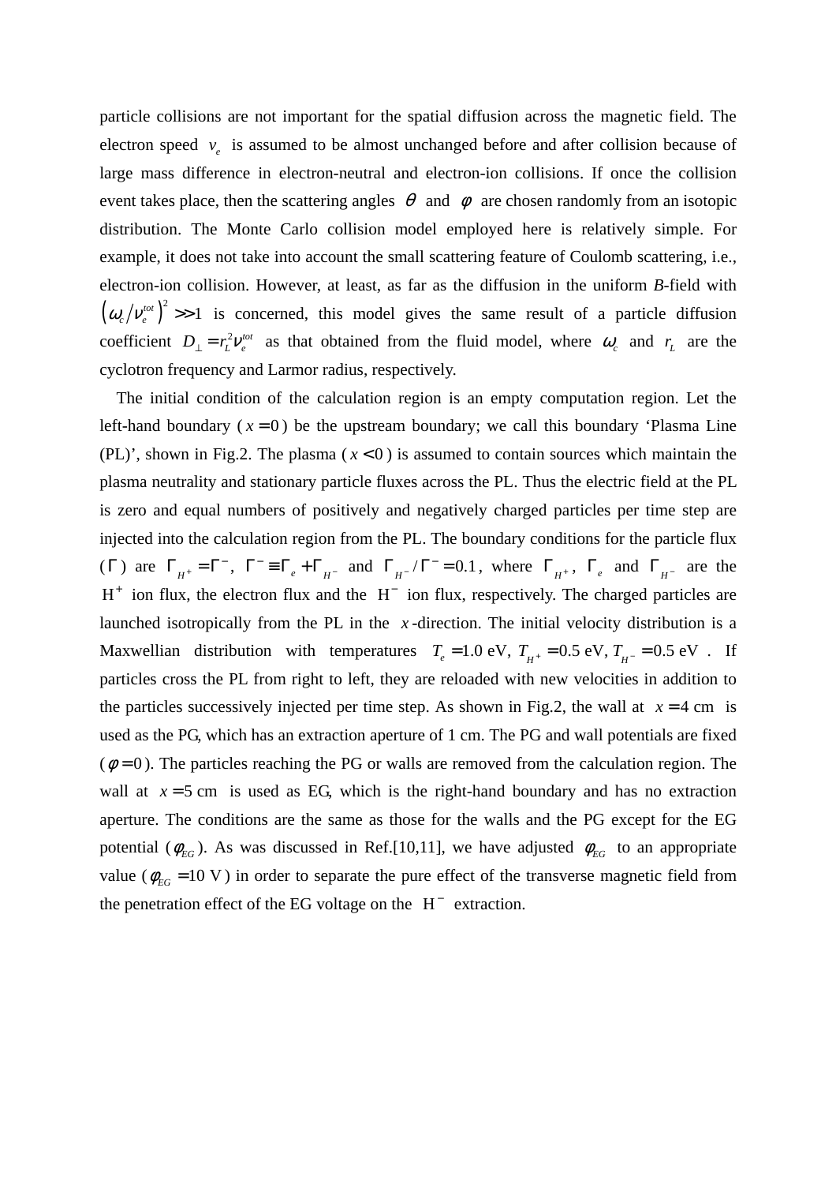particle collisions are not important for the spatial diffusion across the magnetic field. The electron speed $v_e$ is assumed to be almost unchanged before and after collision because of large mass difference in electron-neutral and electron-ion collisions. If once the collision event takes place, then the scattering angles $\theta$ and $\varphi$ are chosen randomly from an isotopic distribution. The Monte Carlo collision model employed here is relatively simple. For example, it does not take into account the small scattering feature of Coulomb scattering, i.e., electron-ion collision. However, at least, as far as the diffusion in the uniform *B*-field with $\left(\omega_c/\nu_e^{tot}\right)^2 >> 1$ is concerned, this model gives the same result of a particle diffusion coefficient $D_\perp = r_L^2 \nu_e^{tot}$ as that obtained from the fluid model, where $\omega_c$ and $r_L$ are the cyclotron frequency and Larmor radius, respectively.

The initial condition of the calculation region is an empty computation region. Let the left-hand boundary ($x = 0$) be the upstream boundary; we call this boundary 'Plasma Line (PL)', shown in Fig.2. The plasma ($x < 0$) is assumed to contain sources which maintain the plasma neutrality and stationary particle fluxes across the PL. Thus the electric field at the PL is zero and equal numbers of positively and negatively charged particles per time step are injected into the calculation region from the PL. The boundary conditions for the particle flux ($\Gamma$) are $\Gamma_{H^+} = \Gamma^-$, $\Gamma^- \equiv \Gamma_e + \Gamma_{H^-}$ and $\Gamma_{H^-}/\Gamma^- = 0.1$, where $\Gamma_{H^+}$, $\Gamma_e$ and $\Gamma_{H^-}$ are the $H^+$ ion flux, the electron flux and the $H^-$ ion flux, respectively. The charged particles are launched isotropically from the PL in the $x$-direction. The initial velocity distribution is a Maxwellian distribution with temperatures $T_e = 1.0$ eV, $T_{H^+} = 0.5$ eV, $T_{H^-} = 0.5$ eV . If particles cross the PL from right to left, they are reloaded with new velocities in addition to the particles successively injected per time step. As shown in Fig.2, the wall at $x = 4$ cm is used as the PG, which has an extraction aperture of 1 cm. The PG and wall potentials are fixed ($\phi = 0$). The particles reaching the PG or walls are removed from the calculation region. The wall at $x = 5$ cm is used as EG, which is the right-hand boundary and has no extraction aperture. The conditions are the same as those for the walls and the PG except for the EG potential ($\phi_{EG}$). As was discussed in Ref.[10,11], we have adjusted $\phi_{EG}$ to an appropriate value ($\phi_{EG} = 10$ V) in order to separate the pure effect of the transverse magnetic field from the penetration effect of the EG voltage on the $H^-$ extraction.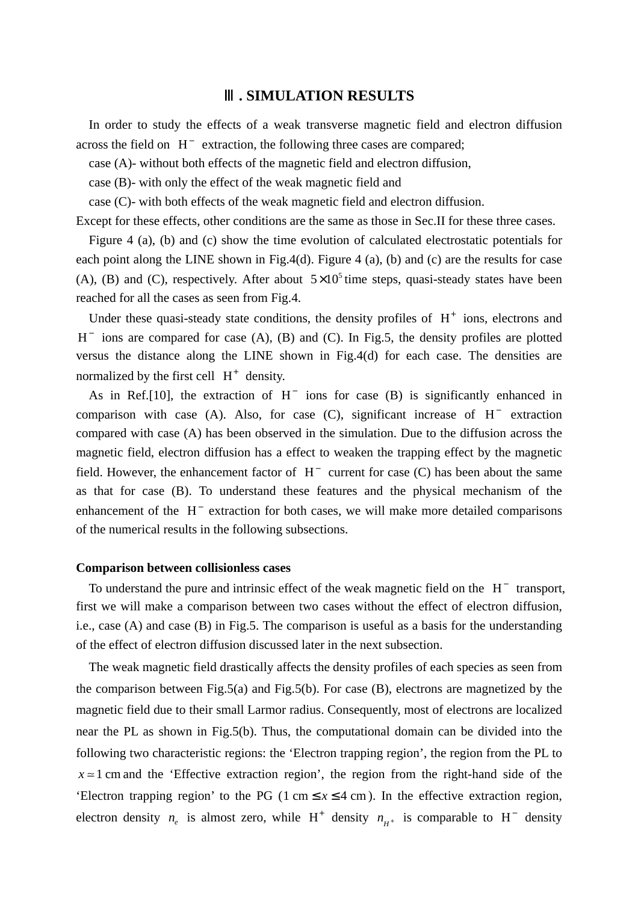## Ⅲ. SIMULATION RESULTS

In order to study the effects of a weak transverse magnetic field and electron diffusion across the field on $H^-$ extraction, the following three cases are compared;

case (A)- without both effects of the magnetic field and electron diffusion,

case (B)- with only the effect of the weak magnetic field and

case (C)- with both effects of the weak magnetic field and electron diffusion.

Except for these effects, other conditions are the same as those in Sec.II for these three cases.

Figure 4 (a), (b) and (c) show the time evolution of calculated electrostatic potentials for each point along the LINE shown in Fig.4(d). Figure 4 (a), (b) and (c) are the results for case (A), (B) and (C), respectively. After about $5 \times 10^5$ time steps, quasi-steady states have been reached for all the cases as seen from Fig.4.

Under these quasi-steady state conditions, the density profiles of $H^+$ ions, electrons and $H^-$ ions are compared for case (A), (B) and (C). In Fig.5, the density profiles are plotted versus the distance along the LINE shown in Fig.4(d) for each case. The densities are normalized by the first cell $H^+$ density.

As in Ref.[10], the extraction of $H^-$ ions for case (B) is significantly enhanced in comparison with case (A). Also, for case (C), significant increase of $H^-$ extraction compared with case (A) has been observed in the simulation. Due to the diffusion across the magnetic field, electron diffusion has a effect to weaken the trapping effect by the magnetic field. However, the enhancement factor of $H^-$ current for case (C) has been about the same as that for case (B). To understand these features and the physical mechanism of the enhancement of the $H^-$ extraction for both cases, we will make more detailed comparisons of the numerical results in the following subsections.

**Comparison between collisionless cases**

To understand the pure and intrinsic effect of the weak magnetic field on the $H^-$ transport, first we will make a comparison between two cases without the effect of electron diffusion, i.e., case (A) and case (B) in Fig.5. The comparison is useful as a basis for the understanding of the effect of electron diffusion discussed later in the next subsection.

The weak magnetic field drastically affects the density profiles of each species as seen from the comparison between Fig.5(a) and Fig.5(b). For case (B), electrons are magnetized by the magnetic field due to their small Larmor radius. Consequently, most of electrons are localized near the PL as shown in Fig.5(b). Thus, the computational domain can be divided into the following two characteristic regions: the ‘Electron trapping region’, the region from the PL to $x \simeq 1$ cm and the ‘Effective extraction region’, the region from the right-hand side of the ‘Electron trapping region’ to the PG ($1 \text{ cm} \le x \le 4 \text{ cm}$). In the effective extraction region, electron density $n_e$ is almost zero, while $H^+$ density $n_{H^+}$ is comparable to $H^-$ density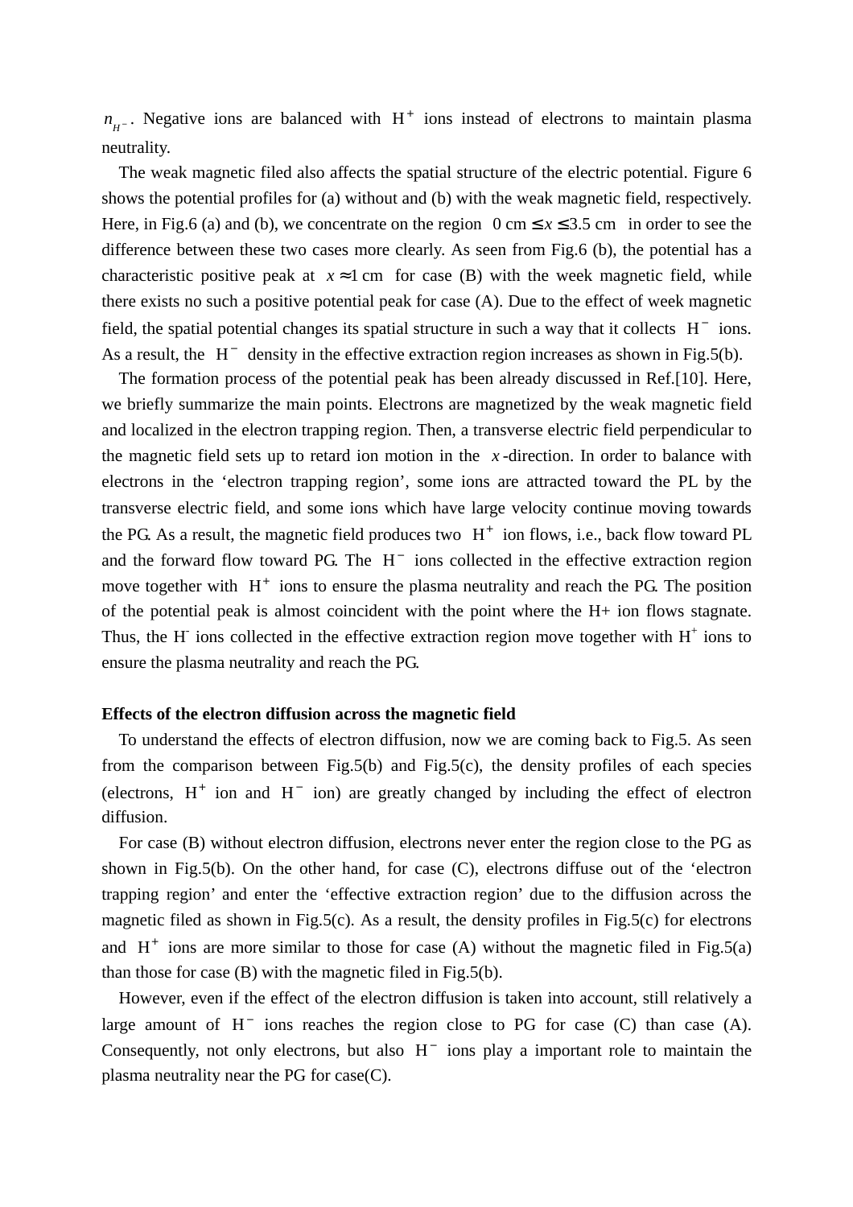$n_{H^-}$. Negative ions are balanced with $H^+$ ions instead of electrons to maintain plasma neutrality.

The weak magnetic filed also affects the spatial structure of the electric potential. Figure 6 shows the potential profiles for (a) without and (b) with the weak magnetic field, respectively. Here, in Fig.6 (a) and (b), we concentrate on the region $0 \text{ cm} \leq x \leq 3.5 \text{ cm}$ in order to see the difference between these two cases more clearly. As seen from Fig.6 (b), the potential has a characteristic positive peak at $x \approx 1 \text{ cm}$ for case (B) with the week magnetic field, while there exists no such a positive potential peak for case (A). Due to the effect of week magnetic field, the spatial potential changes its spatial structure in such a way that it collects $H^-$ ions. As a result, the $H^-$ density in the effective extraction region increases as shown in Fig.5(b).

The formation process of the potential peak has been already discussed in Ref.[10]. Here, we briefly summarize the main points. Electrons are magnetized by the weak magnetic field and localized in the electron trapping region. Then, a transverse electric field perpendicular to the magnetic field sets up to retard ion motion in the $x$-direction. In order to balance with electrons in the 'electron trapping region', some ions are attracted toward the PL by the transverse electric field, and some ions which have large velocity continue moving towards the PG. As a result, the magnetic field produces two $H^+$ ion flows, i.e., back flow toward PL and the forward flow toward PG. The $H^-$ ions collected in the effective extraction region move together with $H^+$ ions to ensure the plasma neutrality and reach the PG. The position of the potential peak is almost coincident with the point where the H+ ion flows stagnate. Thus, the $H^-$ ions collected in the effective extraction region move together with $H^+$ ions to ensure the plasma neutrality and reach the PG.

**Effects of the electron diffusion across the magnetic field**

To understand the effects of electron diffusion, now we are coming back to Fig.5. As seen from the comparison between Fig.5(b) and Fig.5(c), the density profiles of each species (electrons, $H^+$ ion and $H^-$ ion) are greatly changed by including the effect of electron diffusion.

For case (B) without electron diffusion, electrons never enter the region close to the PG as shown in Fig.5(b). On the other hand, for case (C), electrons diffuse out of the 'electron trapping region' and enter the 'effective extraction region' due to the diffusion across the magnetic filed as shown in Fig.5(c). As a result, the density profiles in Fig.5(c) for electrons and $H^+$ ions are more similar to those for case (A) without the magnetic filed in Fig.5(a) than those for case (B) with the magnetic filed in Fig.5(b).

However, even if the effect of the electron diffusion is taken into account, still relatively a large amount of $H^-$ ions reaches the region close to PG for case (C) than case (A). Consequently, not only electrons, but also $H^-$ ions play a important role to maintain the plasma neutrality near the PG for case(C).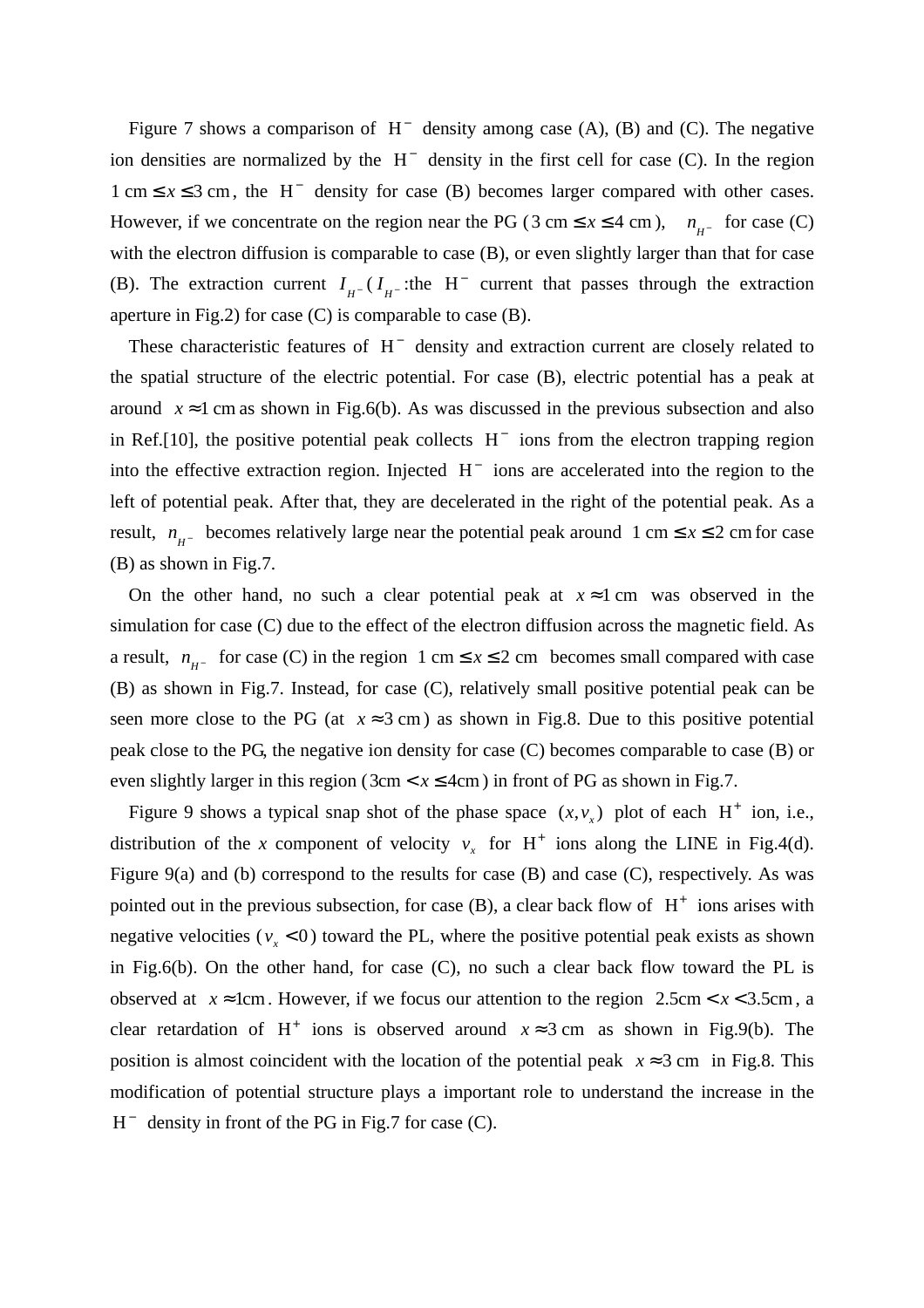Figure 7 shows a comparison of $H^-$ density among case (A), (B) and (C). The negative ion densities are normalized by the $H^-$ density in the first cell for case (C). In the region $1\ \text{cm} \le x \le 3\ \text{cm}$, the $H^-$ density for case (B) becomes larger compared with other cases. However, if we concentrate on the region near the PG ($3\ \text{cm} \le x \le 4\ \text{cm}$), $n_{H^-}$ for case (C) with the electron diffusion is comparable to case (B), or even slightly larger than that for case (B). The extraction current $I_{H^-}$ ($I_{H^-}$:the $H^-$ current that passes through the extraction aperture in Fig.2) for case (C) is comparable to case (B).

These characteristic features of $H^-$ density and extraction current are closely related to the spatial structure of the electric potential. For case (B), electric potential has a peak at around $x \approx 1\ \text{cm}$ as shown in Fig.6(b). As was discussed in the previous subsection and also in Ref.[10], the positive potential peak collects $H^-$ ions from the electron trapping region into the effective extraction region. Injected $H^-$ ions are accelerated into the region to the left of potential peak. After that, they are decelerated in the right of the potential peak. As a result, $n_{H^-}$ becomes relatively large near the potential peak around $1\ \text{cm} \le x \le 2\ \text{cm}$ for case (B) as shown in Fig.7.

On the other hand, no such a clear potential peak at $x \approx 1\ \text{cm}$ was observed in the simulation for case (C) due to the effect of the electron diffusion across the magnetic field. As a result, $n_{H^-}$ for case (C) in the region $1\ \text{cm} \le x \le 2\ \text{cm}$ becomes small compared with case (B) as shown in Fig.7. Instead, for case (C), relatively small positive potential peak can be seen more close to the PG (at $x \approx 3\ \text{cm}$) as shown in Fig.8. Due to this positive potential peak close to the PG, the negative ion density for case (C) becomes comparable to case (B) or even slightly larger in this region ($3\text{cm} < x \le 4\text{cm}$) in front of PG as shown in Fig.7.

Figure 9 shows a typical snap shot of the phase space $(x, v_x)$ plot of each $H^+$ ion, i.e., distribution of the $x$ component of velocity $v_x$ for $H^+$ ions along the LINE in Fig.4(d). Figure 9(a) and (b) correspond to the results for case (B) and case (C), respectively. As was pointed out in the previous subsection, for case (B), a clear back flow of $H^+$ ions arises with negative velocities ($v_x < 0$) toward the PL, where the positive potential peak exists as shown in Fig.6(b). On the other hand, for case (C), no such a clear back flow toward the PL is observed at $x \approx 1\text{cm}$. However, if we focus our attention to the region $2.5\text{cm} < x < 3.5\text{cm}$, a clear retardation of $H^+$ ions is observed around $x \approx 3\ \text{cm}$ as shown in Fig.9(b). The position is almost coincident with the location of the potential peak $x \approx 3\ \text{cm}$ in Fig.8. This modification of potential structure plays a important role to understand the increase in the $H^-$ density in front of the PG in Fig.7 for case (C).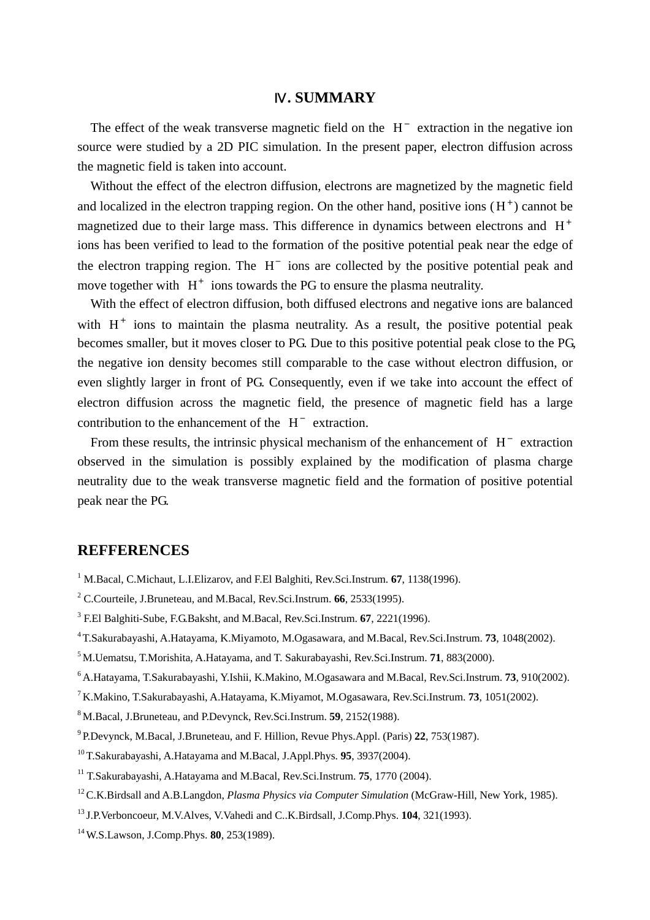## Ⅳ. SUMMARY

The effect of the weak transverse magnetic field on the $H^-$ extraction in the negative ion source were studied by a 2D PIC simulation. In the present paper, electron diffusion across the magnetic field is taken into account.

Without the effect of the electron diffusion, electrons are magnetized by the magnetic field and localized in the electron trapping region. On the other hand, positive ions ($H^+$) cannot be magnetized due to their large mass. This difference in dynamics between electrons and $H^+$ ions has been verified to lead to the formation of the positive potential peak near the edge of the electron trapping region. The $H^-$ ions are collected by the positive potential peak and move together with $H^+$ ions towards the PG to ensure the plasma neutrality.

With the effect of electron diffusion, both diffused electrons and negative ions are balanced with $H^+$ ions to maintain the plasma neutrality. As a result, the positive potential peak becomes smaller, but it moves closer to PG. Due to this positive potential peak close to the PG, the negative ion density becomes still comparable to the case without electron diffusion, or even slightly larger in front of PG. Consequently, even if we take into account the effect of electron diffusion across the magnetic field, the presence of magnetic field has a large contribution to the enhancement of the $H^-$ extraction.

From these results, the intrinsic physical mechanism of the enhancement of $H^-$ extraction observed in the simulation is possibly explained by the modification of plasma charge neutrality due to the weak transverse magnetic field and the formation of positive potential peak near the PG.

## REFFERENCES

[1] M.Bacal, C.Michaut, L.I.Elizarov, and F.El Balghiti, Rev.Sci.Instrum. **67**, 1138(1996).

[2] C.Courteile, J.Bruneteau, and M.Bacal, Rev.Sci.Instrum. **66**, 2533(1995).

[3] F.El Balghiti-Sube, F.G.Baksht, and M.Bacal, Rev.Sci.Instrum. **67**, 2221(1996).

[4] T.Sakurabayashi, A.Hatayama, K.Miyamoto, M.Ogasawara, and M.Bacal, Rev.Sci.Instrum. **73**, 1048(2002).

[5] M.Uematsu, T.Morishita, A.Hatayama, and T. Sakurabayashi, Rev.Sci.Instrum. **71**, 883(2000).

[6] A.Hatayama, T.Sakurabayashi, Y.Ishii, K.Makino, M.Ogasawara and M.Bacal, Rev.Sci.Instrum. **73**, 910(2002).

[7] K.Makino, T.Sakurabayashi, A.Hatayama, K.Miyamot, M.Ogasawara, Rev.Sci.Instrum. **73**, 1051(2002).

[8] M.Bacal, J.Bruneteau, and P.Devynck, Rev.Sci.Instrum. **59**, 2152(1988).

[9] P.Devynck, M.Bacal, J.Bruneteau, and F. Hillion, Revue Phys.Appl. (Paris) **22**, 753(1987).

[10] T.Sakurabayashi, A.Hatayama and M.Bacal, J.Appl.Phys. **95**, 3937(2004).

[11] T.Sakurabayashi, A.Hatayama and M.Bacal, Rev.Sci.Instrum. **75**, 1770 (2004).

[12] C.K.Birdsall and A.B.Langdon, *Plasma Physics via Computer Simulation* (McGraw-Hill, New York, 1985).

[13] J.P.Verboncoeur, M.V.Alves, V.Vahedi and C..K.Birdsall, J.Comp.Phys. **104**, 321(1993).

[14] W.S.Lawson, J.Comp.Phys. **80**, 253(1989).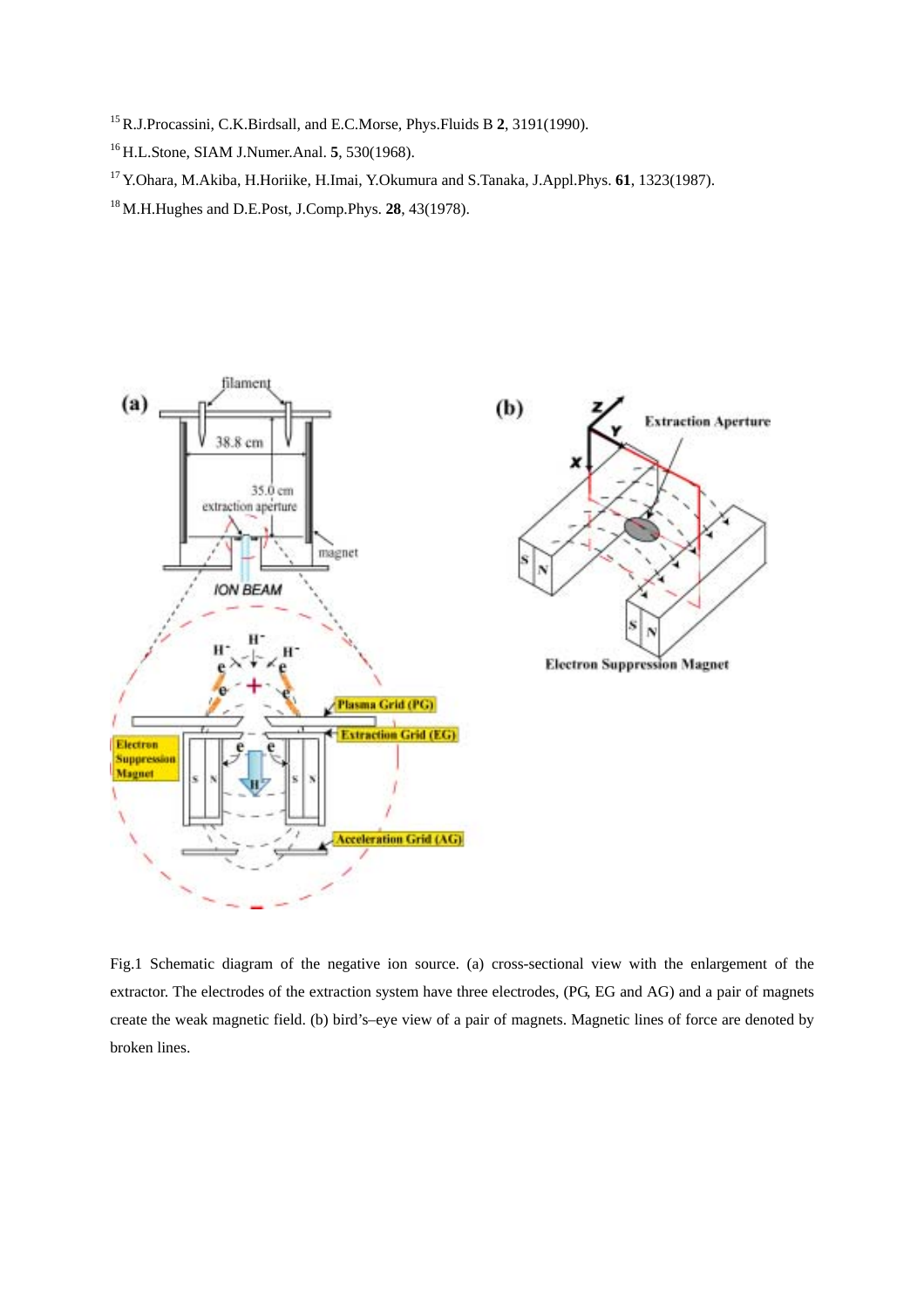[15] R.J.Procassini, C.K.Birdsall, and E.C.Morse, Phys.Fluids B **2**, 3191(1990).

[16] H.L.Stone, SIAM J.Numer.Anal. **5**, 530(1968).

[17] Y.Ohara, M.Akiba, H.Horiike, H.Imai, Y.Okumura and S.Tanaka, J.Appl.Phys. **61**, 1323(1987).

[18] M.H.Hughes and D.E.Post, J.Comp.Phys. **28**, 43(1978).

Fig.1 Schematic diagram of the negative ion source. (a) cross-sectional view with the enlargement of the extractor. The electrodes of the extraction system have three electrodes, (PG, EG and AG) and a pair of magnets create the weak magnetic field. (b) bird's–eye view of a pair of magnets. Magnetic lines of force are denoted by broken lines.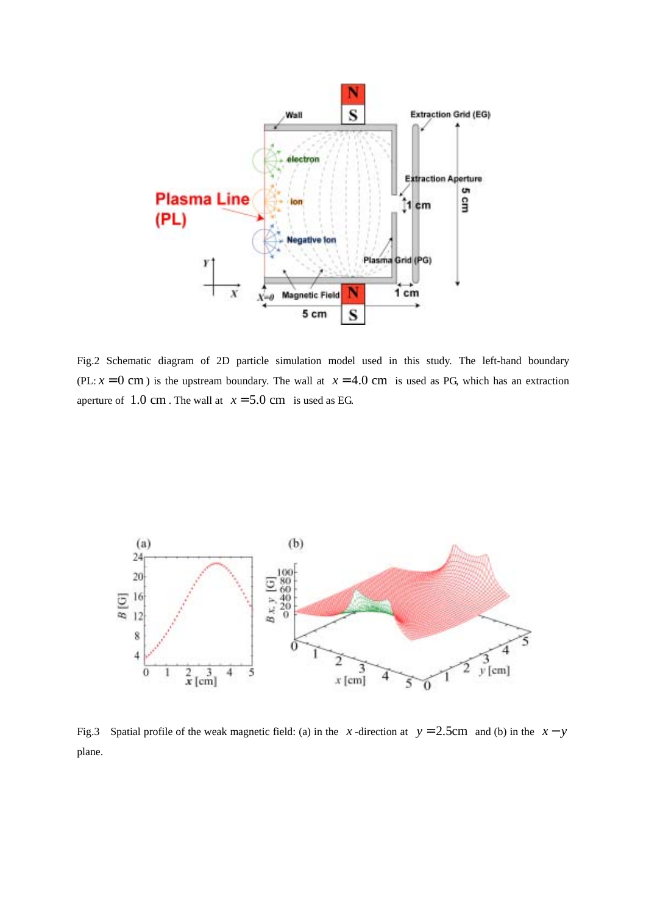Fig.2 Schematic diagram of 2D particle simulation model used in this study. The left-hand boundary (PL: $x = 0$ cm) is the upstream boundary. The wall at $x = 4.0$ cm is used as PG, which has an extraction aperture of $1.0$ cm. The wall at $x = 5.0$ cm is used as EG.

Fig.3 Spatial profile of the weak magnetic field: (a) in the $x$-direction at $y = 2.5$cm and (b) in the $x - y$ plane.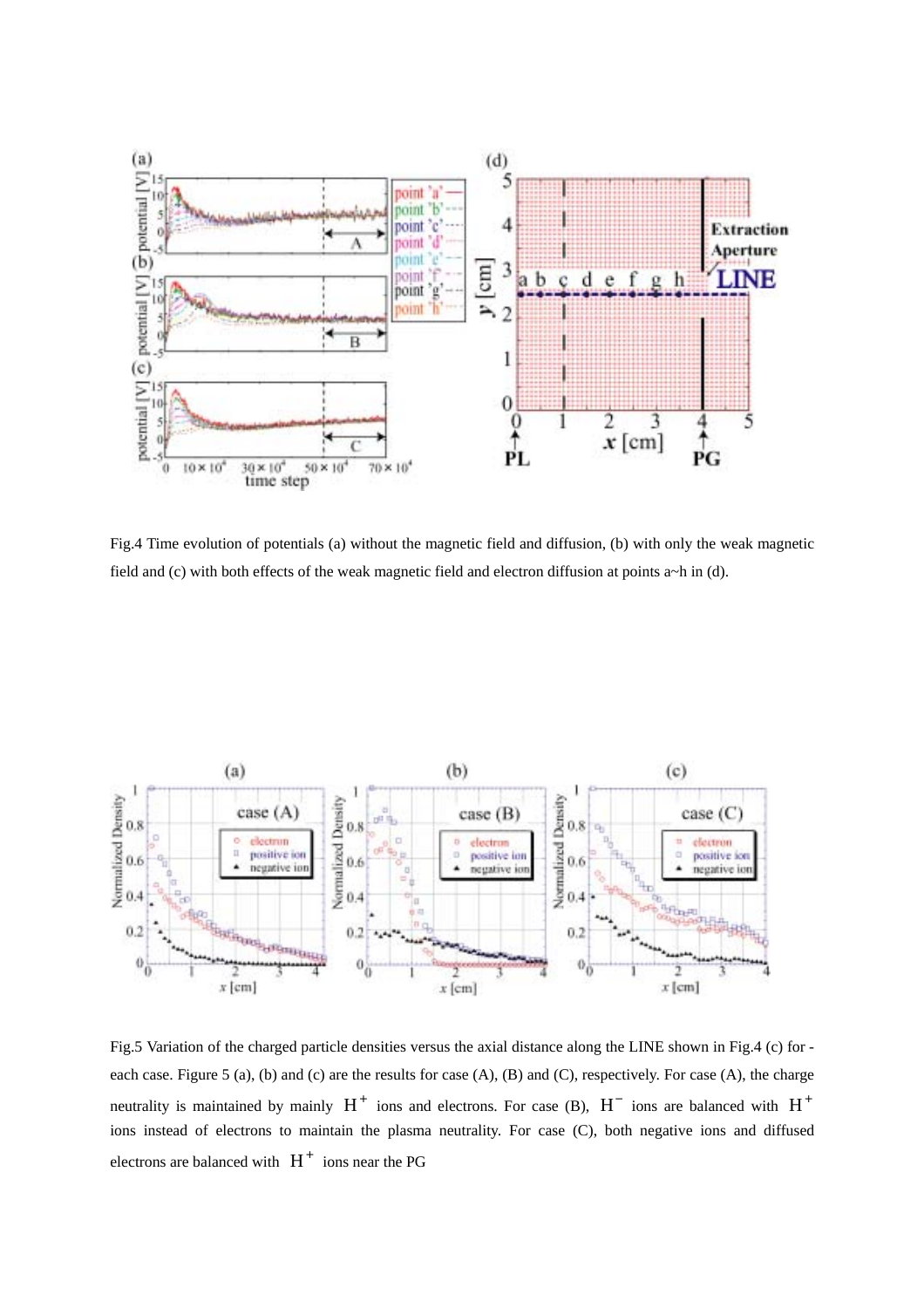Fig.4 Time evolution of potentials (a) without the magnetic field and diffusion, (b) with only the weak magnetic field and (c) with both effects of the weak magnetic field and electron diffusion at points a~h in (d).

Fig.5 Variation of the charged particle densities versus the axial distance along the LINE shown in Fig.4 (c) for each case. Figure 5 (a), (b) and (c) are the results for case (A), (B) and (C), respectively. For case (A), the charge neutrality is maintained by mainly $H^+$ ions and electrons. For case (B), $H^-$ ions are balanced with $H^+$ ions instead of electrons to maintain the plasma neutrality. For case (C), both negative ions and diffused electrons are balanced with $H^+$ ions near the PG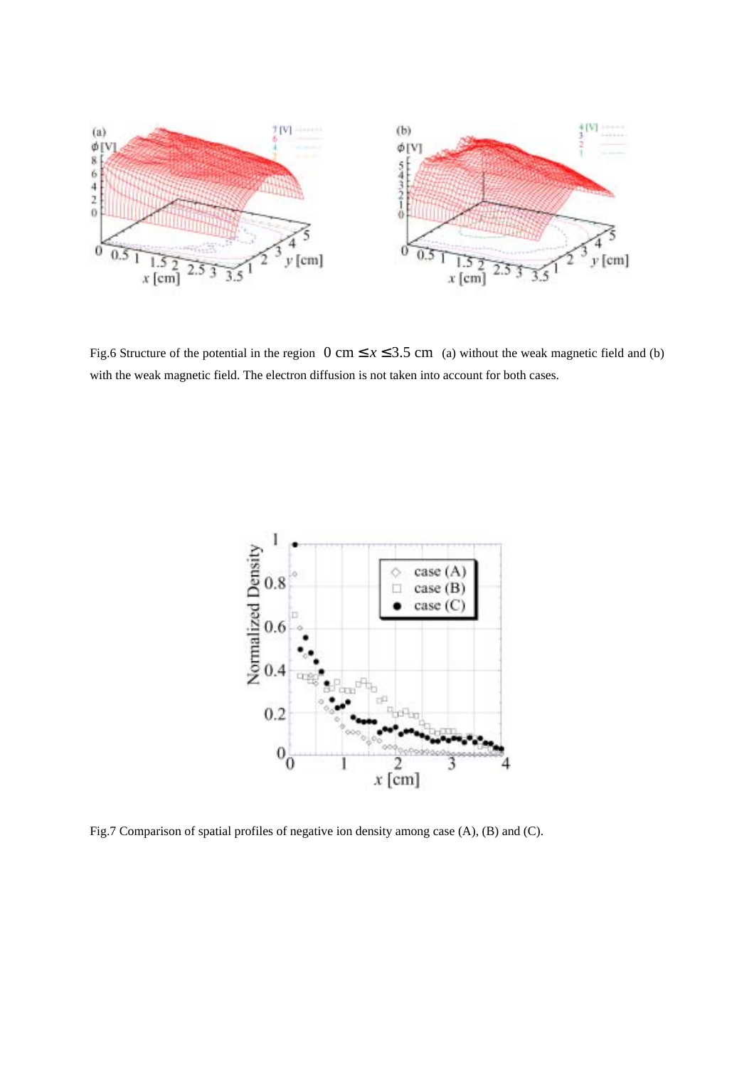Fig.6 Structure of the potential in the region $0 \text{ cm} \leq x \leq 3.5 \text{ cm}$ (a) without the weak magnetic field and (b) with the weak magnetic field. The electron diffusion is not taken into account for both cases.

Fig.7 Comparison of spatial profiles of negative ion density among case (A), (B) and (C).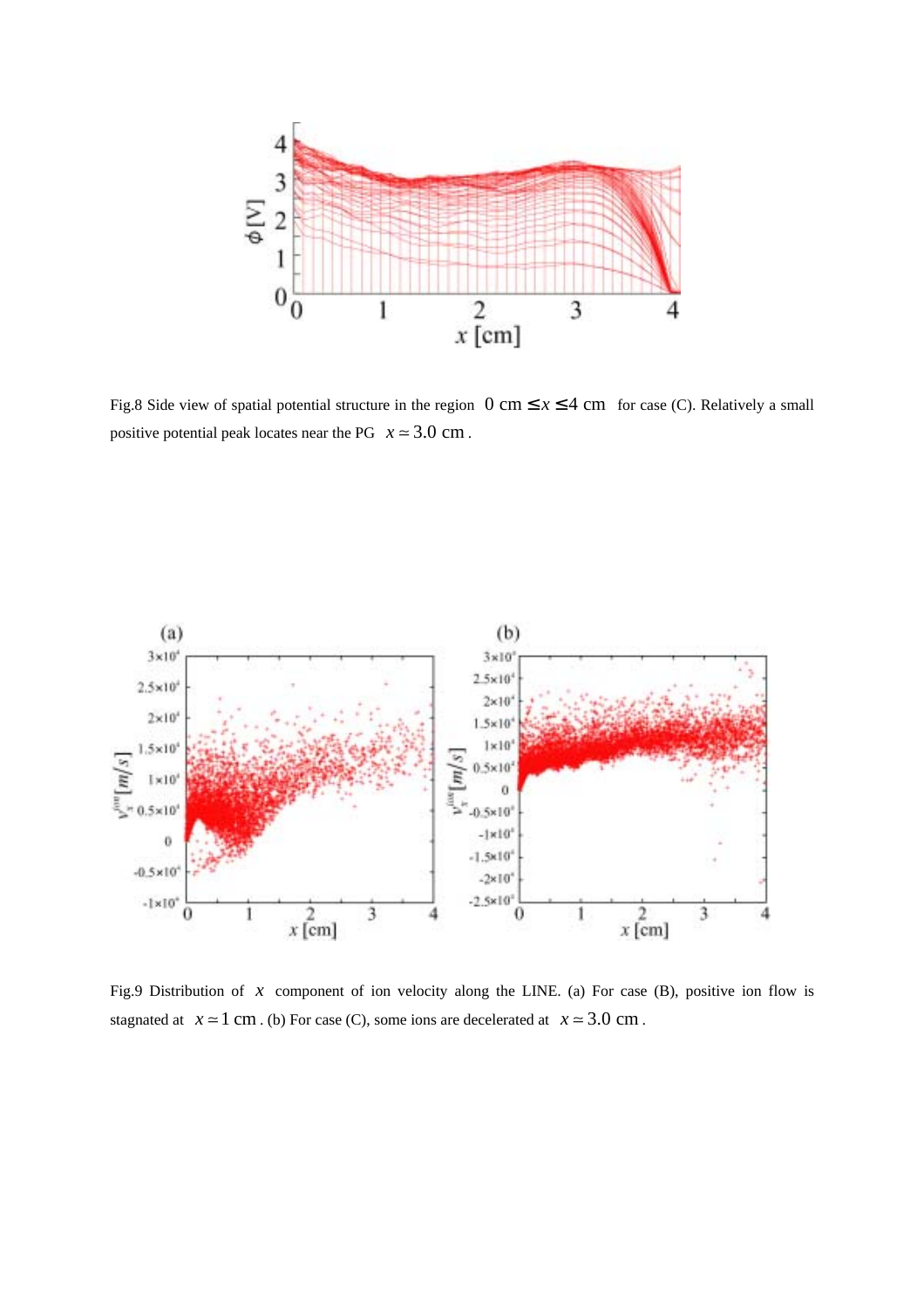ϕ [V]

4

3

2

1

0

0 1 2 3 4

x [cm]

Fig.8 Side view of spatial potential structure in the region $0 \text{ cm} \leq x \leq 4 \text{ cm}$ for case (C). Relatively a small positive potential peak locates near the PG $x \simeq 3.0 \text{ cm}$.

(a)

$v_x^{ion}$ [m/s]

3×10⁴

2.5×10⁴

2×10⁴

1.5×10⁴

1×10⁴

0.5×10⁴

0

-0.5×10⁴

-1×10⁴

0 1 2 3 4

x [cm]

(b)

$v_x^{ion}$ [m/s]

3×10⁴

2.5×10⁴

2×10⁴

1.5×10⁴

1×10⁴

0.5×10⁴

0

-0.5×10⁴

-1×10⁴

-1.5×10⁴

-2×10⁴

-2.5×10⁴

0 1 2 3 4

x [cm]

Fig.9 Distribution of $x$ component of ion velocity along the LINE. (a) For case (B), positive ion flow is stagnated at $x \simeq 1 \text{ cm}$. (b) For case (C), some ions are decelerated at $x \simeq 3.0 \text{ cm}$.